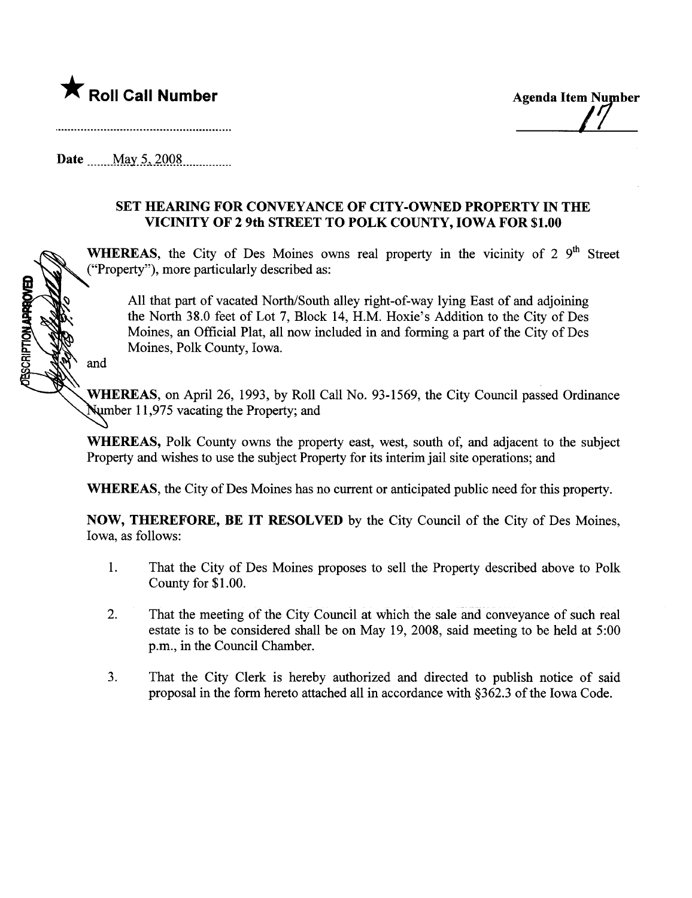★ **Roll Call Number**

**Agenda Item Number**

17

Date May 5, 2008

### SET HEARING FOR CONVEYANCE OF CITY-OWNED PROPERTY IN THE VICINITY OF 2 9th STREET TO POLK COUNTY, IOWA FOR $1.00

**WHEREAS**, the City of Des Moines owns real property in the vicinity of 2 9$^{th}$ Street ("Property"), more particularly described as:

> All that part of vacated North/South alley right-of-way lying East of and adjoining the North 38.0 feet of Lot 7, Block 14, H.M. Hoxie's Addition to the City of Des Moines, an Official Plat, all now included in and forming a part of the City of Des Moines, Polk County, Iowa.

and

**WHEREAS**, on April 26, 1993, by Roll Call No. 93-1569, the City Council passed Ordinance Number 11,975 vacating the Property; and

**WHEREAS**, Polk County owns the property east, west, south of, and adjacent to the subject Property and wishes to use the subject Property for its interim jail site operations; and

**WHEREAS**, the City of Des Moines has no current or anticipated public need for this property.

**NOW, THEREFORE, BE IT RESOLVED** by the City Council of the City of Des Moines, Iowa, as follows:

1. That the City of Des Moines proposes to sell the Property described above to Polk County for $1.00.

2. That the meeting of the City Council at which the sale and conveyance of such real estate is to be considered shall be on May 19, 2008, said meeting to be held at 5:00 p.m., in the Council Chamber.

3. That the City Clerk is hereby authorized and directed to publish notice of said proposal in the form hereto attached all in accordance with §362.3 of the Iowa Code.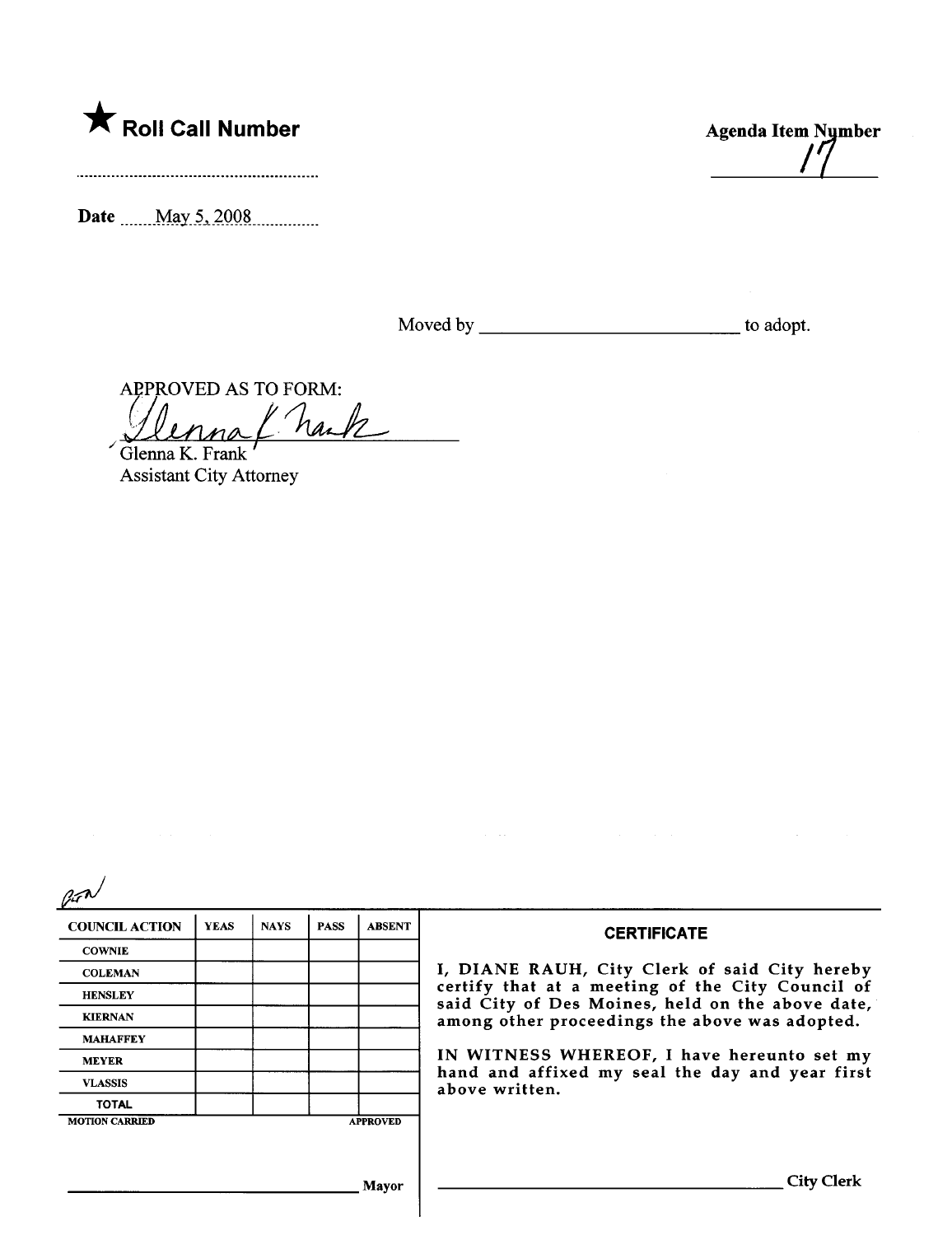★ **Roll Call Number**

..........................................................

**Agenda Item Number**

17

**Date** May 5, 2008

Moved by ____________________________ to adopt.

APPROVED AS TO FORM:

Glenna K. Frank

Glenna K. Frank
Assistant City Attorney

| COUNCIL ACTION | YEAS | NAYS | PASS | ABSENT |
|---|---|---|---|---|
| COWNIE | | | | |
| COLEMAN | | | | |
| HENSLEY | | | | |
| KIERNAN | | | | |
| MAHAFFEY | | | | |
| MEYER | | | | |
| VLASSIS | | | | |
| TOTAL | | | | |

MOTION CARRIED APPROVED

______________________________ Mayor

**CERTIFICATE**

I, DIANE RAUH, City Clerk of said City hereby certify that at a meeting of the City Council of said City of Des Moines, held on the above date, among other proceedings the above was adopted.

IN WITNESS WHEREOF, I have hereunto set my hand and affixed my seal the day and year first above written.

______________________________ City Clerk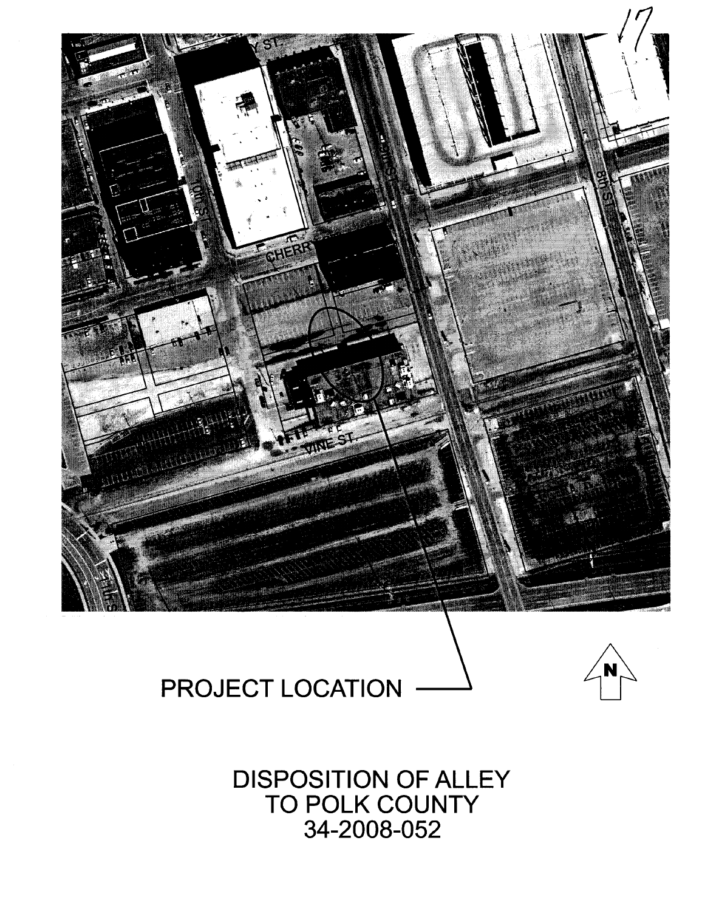17

PROJECT LOCATION

N

DISPOSITION OF ALLEY
TO POLK COUNTY
34-2008-052